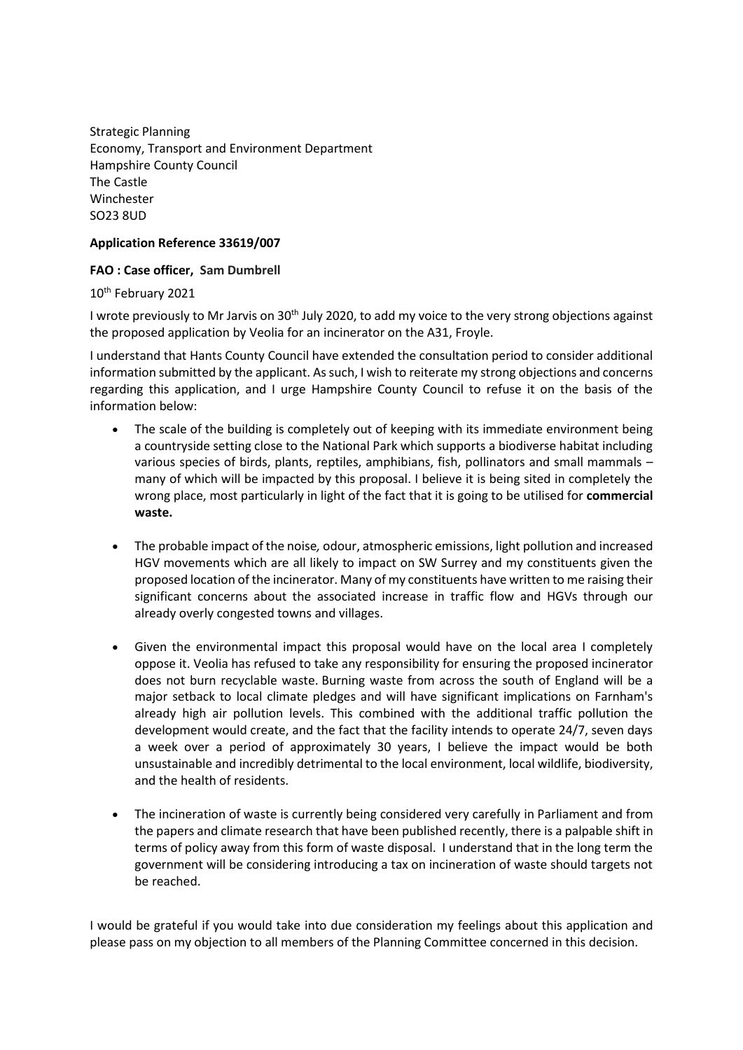Strategic Planning
Economy, Transport and Environment Department
Hampshire County Council
The Castle
Winchester
SO23 8UD

**Application Reference 33619/007**

**FAO : Case officer, Sam Dumbrell**

10th February 2021

I wrote previously to Mr Jarvis on 30th July 2020, to add my voice to the very strong objections against the proposed application by Veolia for an incinerator on the A31, Froyle.

I understand that Hants County Council have extended the consultation period to consider additional information submitted by the applicant. As such, I wish to reiterate my strong objections and concerns regarding this application, and I urge Hampshire County Council to refuse it on the basis of the information below:

- The scale of the building is completely out of keeping with its immediate environment being a countryside setting close to the National Park which supports a biodiverse habitat including various species of birds, plants, reptiles, amphibians, fish, pollinators and small mammals – many of which will be impacted by this proposal. I believe it is being sited in completely the wrong place, most particularly in light of the fact that it is going to be utilised for **commercial waste.**

- The probable impact of the noise*,* odour, atmospheric emissions, light pollution and increased HGV movements which are all likely to impact on SW Surrey and my constituents given the proposed location of the incinerator. Many of my constituents have written to me raising their significant concerns about the associated increase in traffic flow and HGVs through our already overly congested towns and villages.

- Given the environmental impact this proposal would have on the local area I completely oppose it. Veolia has refused to take any responsibility for ensuring the proposed incinerator does not burn recyclable waste. Burning waste from across the south of England will be a major setback to local climate pledges and will have significant implications on Farnham's already high air pollution levels. This combined with the additional traffic pollution the development would create, and the fact that the facility intends to operate 24/7, seven days a week over a period of approximately 30 years, I believe the impact would be both unsustainable and incredibly detrimental to the local environment, local wildlife, biodiversity, and the health of residents.

- The incineration of waste is currently being considered very carefully in Parliament and from the papers and climate research that have been published recently, there is a palpable shift in terms of policy away from this form of waste disposal. I understand that in the long term the government will be considering introducing a tax on incineration of waste should targets not be reached.

I would be grateful if you would take into due consideration my feelings about this application and please pass on my objection to all members of the Planning Committee concerned in this decision.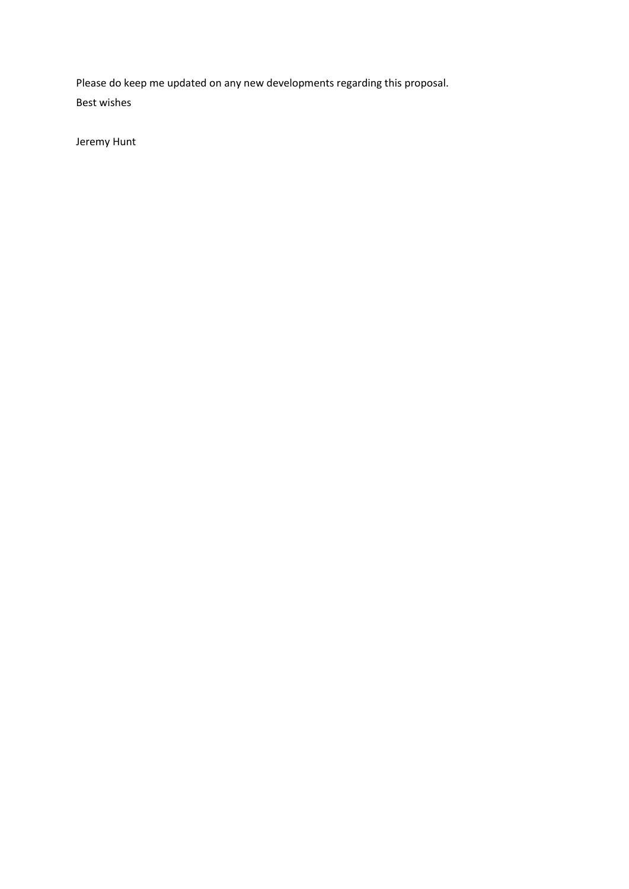Please do keep me updated on any new developments regarding this proposal.

Best wishes

Jeremy Hunt